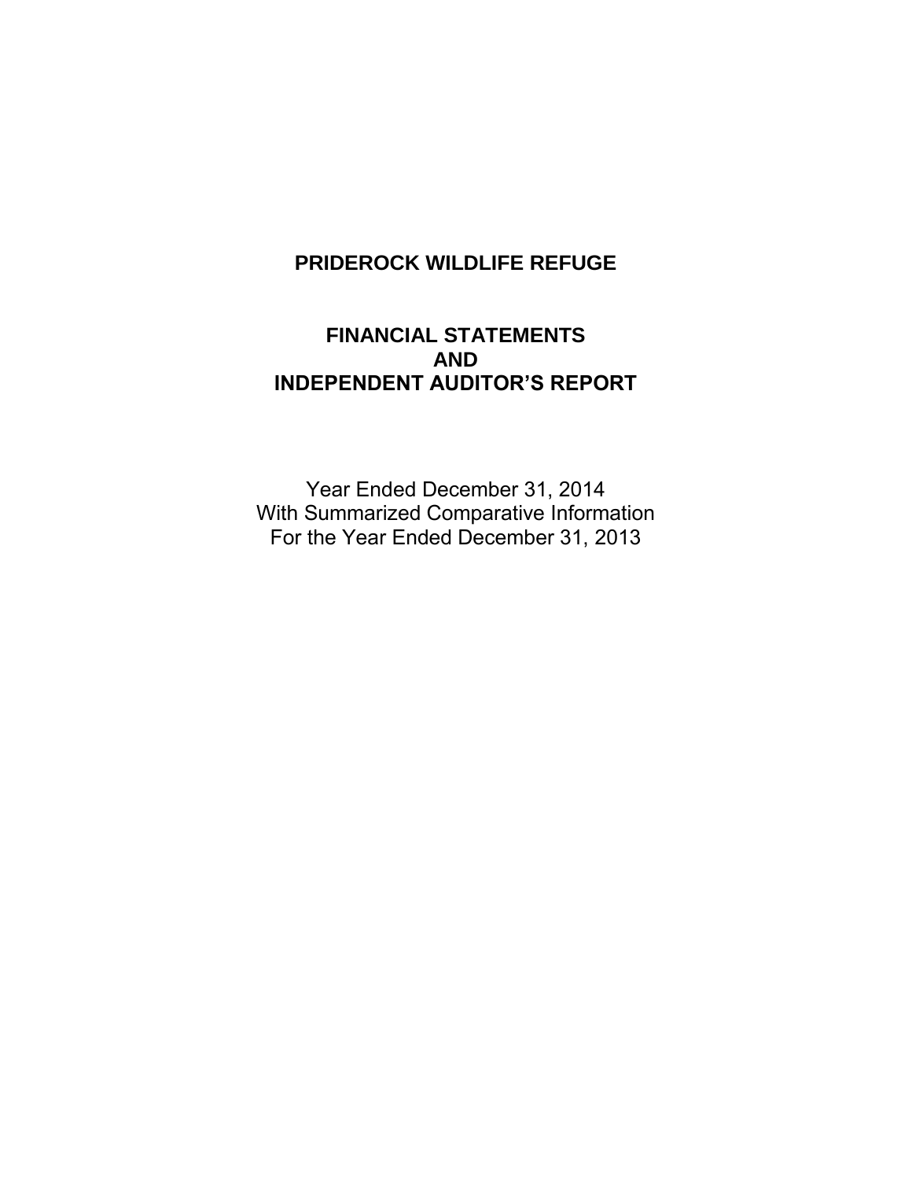# PRIDEROCK WILDLIFE REFUGE

## FINANCIAL STATEMENTS
## AND
## INDEPENDENT AUDITOR'S REPORT

Year Ended December 31, 2014
With Summarized Comparative Information
For the Year Ended December 31, 2013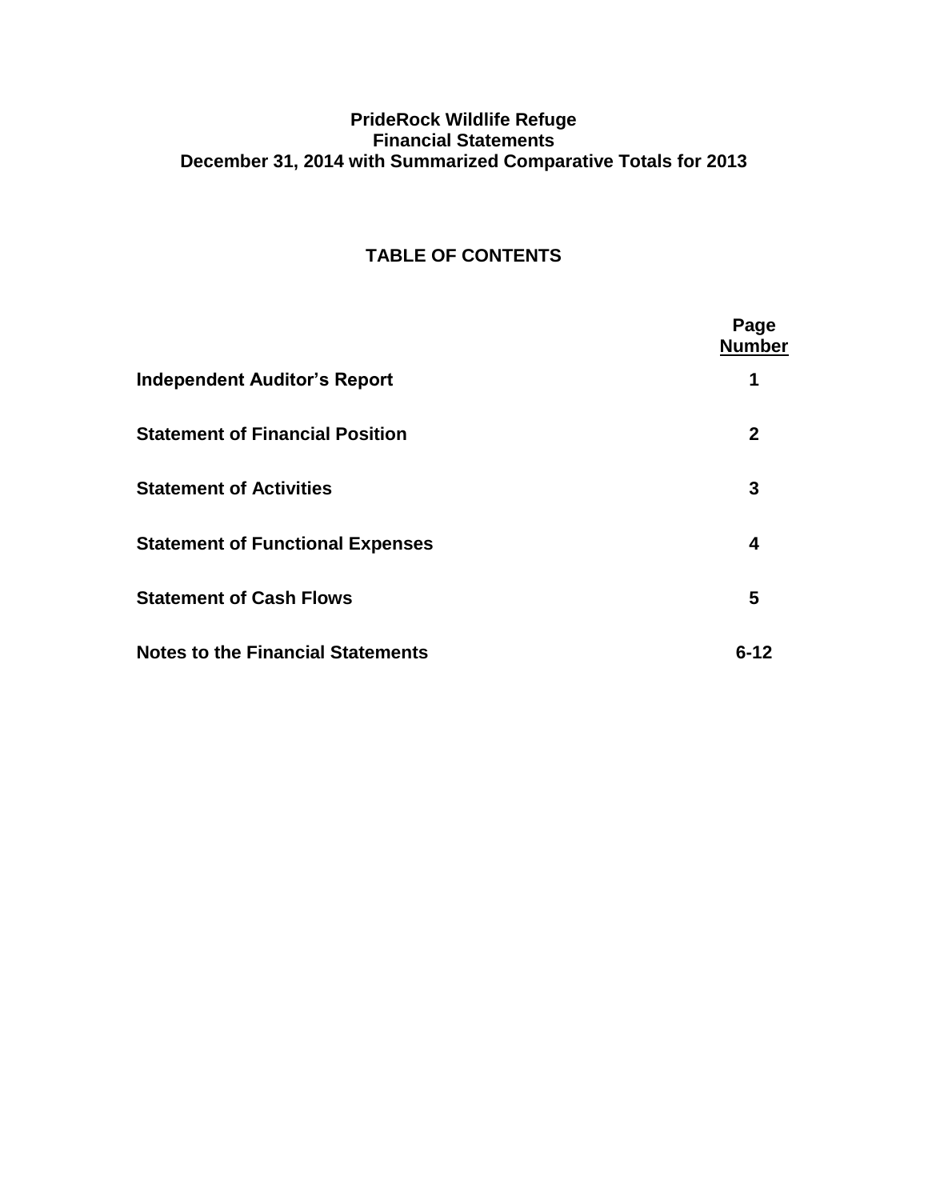# PrideRock Wildlife Refuge
## Financial Statements
## December 31, 2014 with Summarized Comparative Totals for 2013

## TABLE OF CONTENTS

| | Page Number |
|---|---|
| **Independent Auditor's Report** | **1** |
| **Statement of Financial Position** | **2** |
| **Statement of Activities** | **3** |
| **Statement of Functional Expenses** | **4** |
| **Statement of Cash Flows** | **5** |
| **Notes to the Financial Statements** | **6-12** |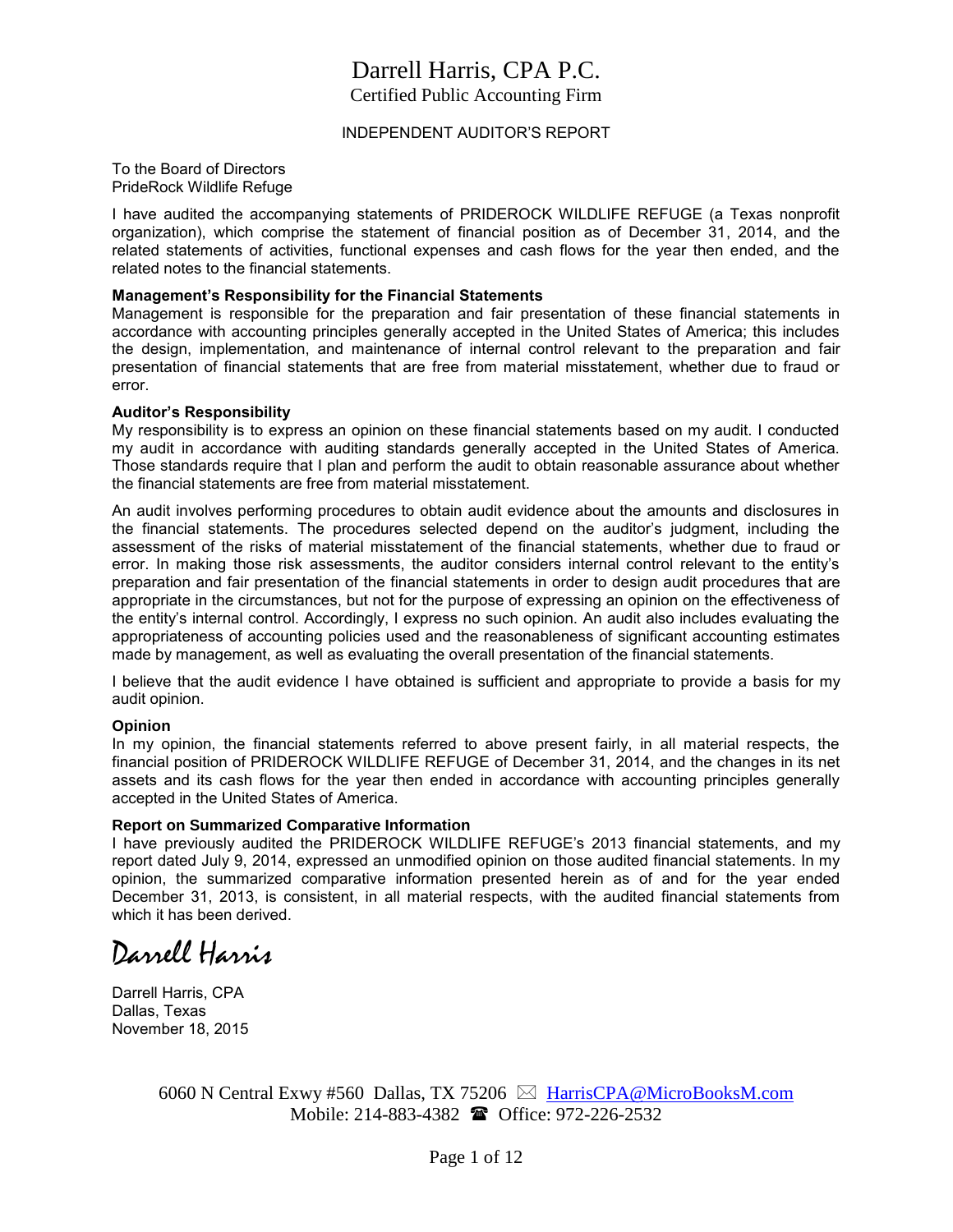# Darrell Harris, CPA P.C.

Certified Public Accounting Firm

## INDEPENDENT AUDITOR'S REPORT

To the Board of Directors
PrideRock Wildlife Refuge

I have audited the accompanying statements of PRIDEROCK WILDLIFE REFUGE (a Texas nonprofit organization), which comprise the statement of financial position as of December 31, 2014, and the related statements of activities, functional expenses and cash flows for the year then ended, and the related notes to the financial statements.

**Management's Responsibility for the Financial Statements**
Management is responsible for the preparation and fair presentation of these financial statements in accordance with accounting principles generally accepted in the United States of America; this includes the design, implementation, and maintenance of internal control relevant to the preparation and fair presentation of financial statements that are free from material misstatement, whether due to fraud or error.

**Auditor's Responsibility**
My responsibility is to express an opinion on these financial statements based on my audit. I conducted my audit in accordance with auditing standards generally accepted in the United States of America. Those standards require that I plan and perform the audit to obtain reasonable assurance about whether the financial statements are free from material misstatement.

An audit involves performing procedures to obtain audit evidence about the amounts and disclosures in the financial statements. The procedures selected depend on the auditor's judgment, including the assessment of the risks of material misstatement of the financial statements, whether due to fraud or error. In making those risk assessments, the auditor considers internal control relevant to the entity's preparation and fair presentation of the financial statements in order to design audit procedures that are appropriate in the circumstances, but not for the purpose of expressing an opinion on the effectiveness of the entity's internal control. Accordingly, I express no such opinion. An audit also includes evaluating the appropriateness of accounting policies used and the reasonableness of significant accounting estimates made by management, as well as evaluating the overall presentation of the financial statements.

I believe that the audit evidence I have obtained is sufficient and appropriate to provide a basis for my audit opinion.

**Opinion**
In my opinion, the financial statements referred to above present fairly, in all material respects, the financial position of PRIDEROCK WILDLIFE REFUGE of December 31, 2014, and the changes in its net assets and its cash flows for the year then ended in accordance with accounting principles generally accepted in the United States of America.

**Report on Summarized Comparative Information**
I have previously audited the PRIDEROCK WILDLIFE REFUGE's 2013 financial statements, and my report dated July 9, 2014, expressed an unmodified opinion on those audited financial statements. In my opinion, the summarized comparative information presented herein as of and for the year ended December 31, 2013, is consistent, in all material respects, with the audited financial statements from which it has been derived.

*Darrell Harris*

Darrell Harris, CPA
Dallas, Texas
November 18, 2015

6060 N Central Exwy #560 Dallas, TX 75206 ✉ HarrisCPA@MicroBooksM.com
Mobile: 214-883-4382 ☎ Office: 972-226-2532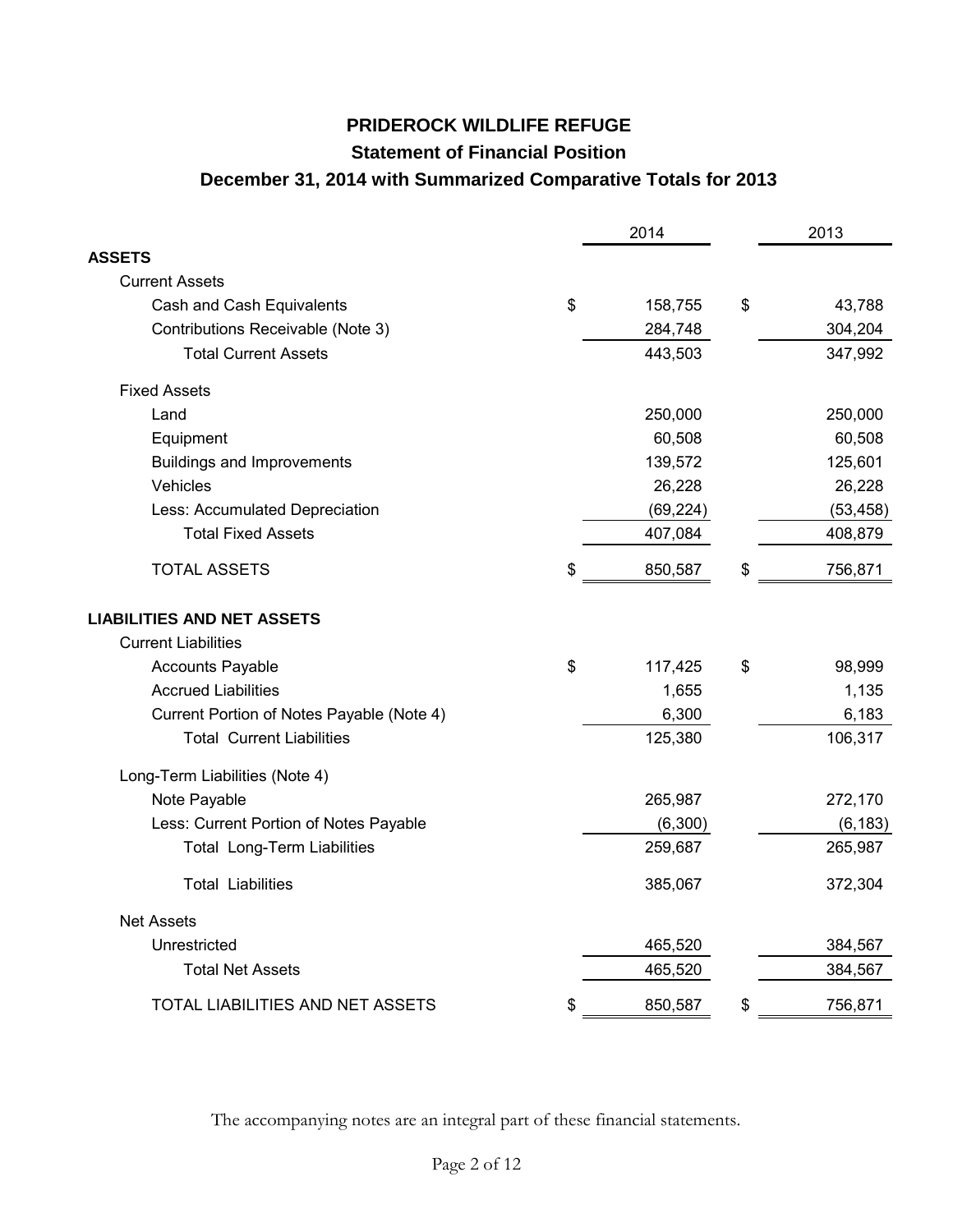# PRIDEROCK WILDLIFE REFUGE

## Statement of Financial Position

### December 31, 2014 with Summarized Comparative Totals for 2013

| | 2014 | 2013 |
|---|---|---|
| **ASSETS** | | |
| Current Assets | | |
| Cash and Cash Equivalents | $ 158,755 | $ 43,788 |
| Contributions Receivable (Note 3) | 284,748 | 304,204 |
| Total Current Assets | 443,503 | 347,992 |
| Fixed Assets | | |
| Land | 250,000 | 250,000 |
| Equipment | 60,508 | 60,508 |
| Buildings and Improvements | 139,572 | 125,601 |
| Vehicles | 26,228 | 26,228 |
| Less: Accumulated Depreciation | (69,224) | (53,458) |
| Total Fixed Assets | 407,084 | 408,879 |
| TOTAL ASSETS | $ 850,587 | $ 756,871 |
| **LIABILITIES AND NET ASSETS** | | |
| Current Liabilities | | |
| Accounts Payable | $ 117,425 | $ 98,999 |
| Accrued Liabilities | 1,655 | 1,135 |
| Current Portion of Notes Payable (Note 4) | 6,300 | 6,183 |
| Total Current Liabilities | 125,380 | 106,317 |
| Long-Term Liabilities (Note 4) | | |
| Note Payable | 265,987 | 272,170 |
| Less: Current Portion of Notes Payable | (6,300) | (6,183) |
| Total Long-Term Liabilities | 259,687 | 265,987 |
| Total Liabilities | 385,067 | 372,304 |
| Net Assets | | |
| Unrestricted | 465,520 | 384,567 |
| Total Net Assets | 465,520 | 384,567 |
| TOTAL LIABILITIES AND NET ASSETS | $ 850,587 | $ 756,871 |

The accompanying notes are an integral part of these financial statements.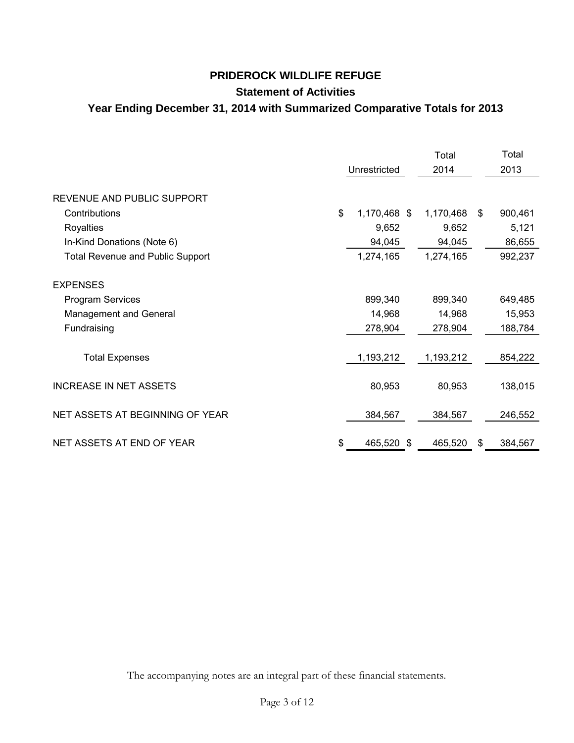# PRIDEROCK WILDLIFE REFUGE

## Statement of Activities

### Year Ending December 31, 2014 with Summarized Comparative Totals for 2013

| | Unrestricted | Total 2014 | Total 2013 |
|---|---|---|---|
| REVENUE AND PUBLIC SUPPORT | | | |
| Contributions | $ 1,170,468 | $ 1,170,468 | $ 900,461 |
| Royalties | 9,652 | 9,652 | 5,121 |
| In-Kind Donations (Note 6) | 94,045 | 94,045 | 86,655 |
| Total Revenue and Public Support | 1,274,165 | 1,274,165 | 992,237 |
| EXPENSES | | | |
| Program Services | 899,340 | 899,340 | 649,485 |
| Management and General | 14,968 | 14,968 | 15,953 |
| Fundraising | 278,904 | 278,904 | 188,784 |
| Total Expenses | 1,193,212 | 1,193,212 | 854,222 |
| INCREASE IN NET ASSETS | 80,953 | 80,953 | 138,015 |
| NET ASSETS AT BEGINNING OF YEAR | 384,567 | 384,567 | 246,552 |
| NET ASSETS AT END OF YEAR | $ 465,520 | $ 465,520 | $ 384,567 |

The accompanying notes are an integral part of these financial statements.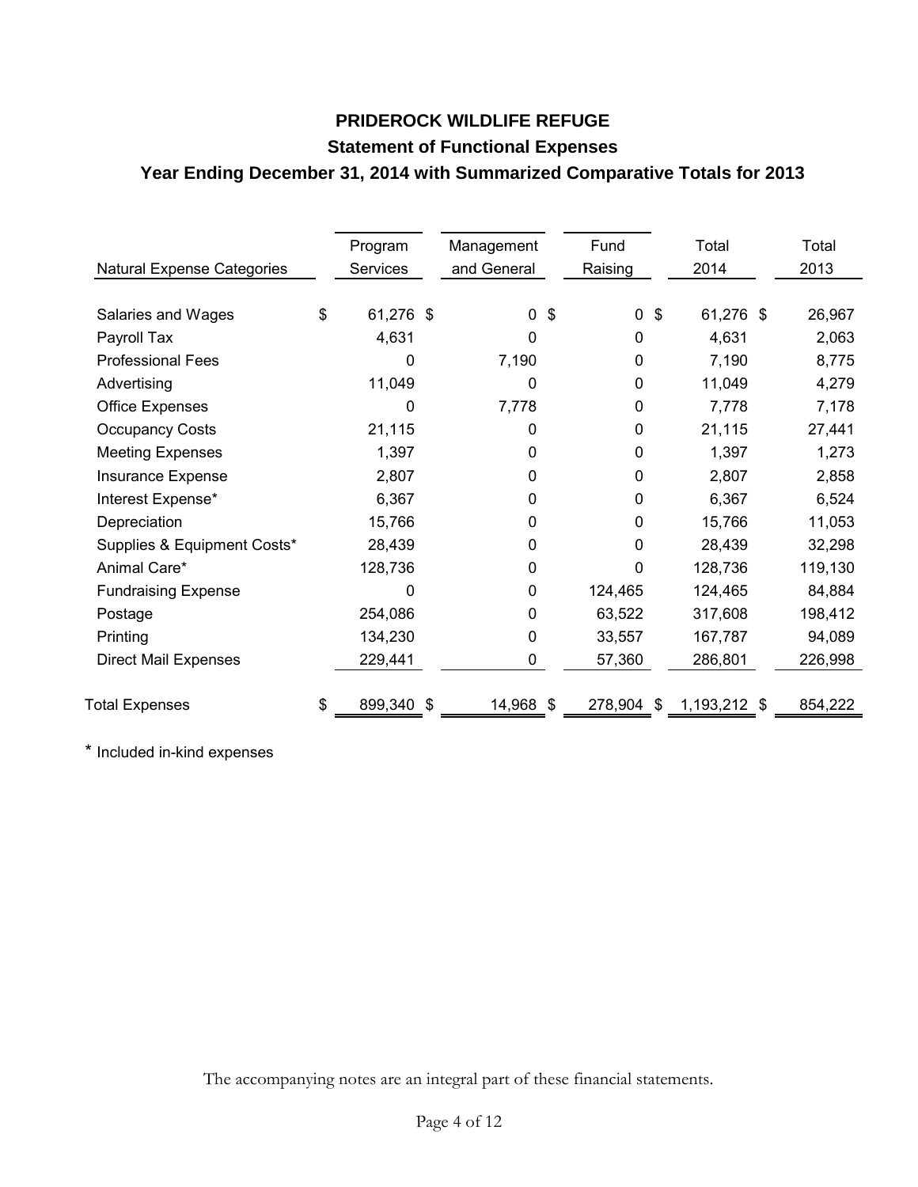# PRIDEROCK WILDLIFE REFUGE

## Statement of Functional Expenses

### Year Ending December 31, 2014 with Summarized Comparative Totals for 2013

| Natural Expense Categories | Program Services | Management and General | Fund Raising | Total 2014 | Total 2013 |
|---|---|---|---|---|---|
| Salaries and Wages | $ 61,276 | $ 0 | $ 0 | $ 61,276 | $ 26,967 |
| Payroll Tax | 4,631 | 0 | 0 | 4,631 | 2,063 |
| Professional Fees | 0 | 7,190 | 0 | 7,190 | 8,775 |
| Advertising | 11,049 | 0 | 0 | 11,049 | 4,279 |
| Office Expenses | 0 | 7,778 | 0 | 7,778 | 7,178 |
| Occupancy Costs | 21,115 | 0 | 0 | 21,115 | 27,441 |
| Meeting Expenses | 1,397 | 0 | 0 | 1,397 | 1,273 |
| Insurance Expense | 2,807 | 0 | 0 | 2,807 | 2,858 |
| Interest Expense* | 6,367 | 0 | 0 | 6,367 | 6,524 |
| Depreciation | 15,766 | 0 | 0 | 15,766 | 11,053 |
| Supplies & Equipment Costs* | 28,439 | 0 | 0 | 28,439 | 32,298 |
| Animal Care* | 128,736 | 0 | 0 | 128,736 | 119,130 |
| Fundraising Expense | 0 | 0 | 124,465 | 124,465 | 84,884 |
| Postage | 254,086 | 0 | 63,522 | 317,608 | 198,412 |
| Printing | 134,230 | 0 | 33,557 | 167,787 | 94,089 |
| Direct Mail Expenses | 229,441 | 0 | 57,360 | 286,801 | 226,998 |
| Total Expenses | $ 899,340 | $ 14,968 | $ 278,904 | $ 1,193,212 | $ 854,222 |

\* Included in-kind expenses

The accompanying notes are an integral part of these financial statements.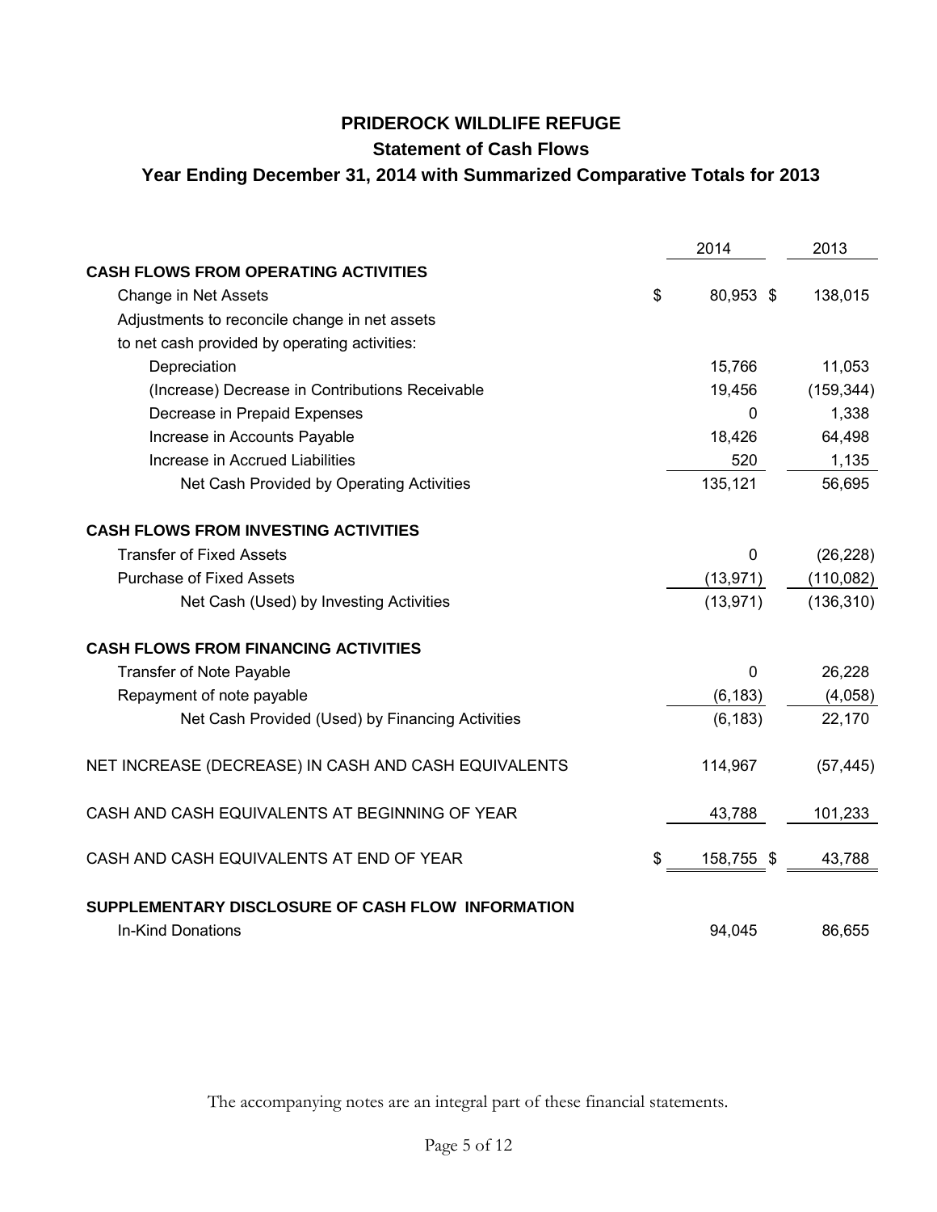# PRIDEROCK WILDLIFE REFUGE

## Statement of Cash Flows

### Year Ending December 31, 2014 with Summarized Comparative Totals for 2013

| | 2014 | 2013 |
|---|---|---|
| **CASH FLOWS FROM OPERATING ACTIVITIES** | | |
| Change in Net Assets | $ 80,953 | $ 138,015 |
| Adjustments to reconcile change in net assets to net cash provided by operating activities: | | |
| Depreciation | 15,766 | 11,053 |
| (Increase) Decrease in Contributions Receivable | 19,456 | (159,344) |
| Decrease in Prepaid Expenses | 0 | 1,338 |
| Increase in Accounts Payable | 18,426 | 64,498 |
| Increase in Accrued Liabilities | 520 | 1,135 |
| Net Cash Provided by Operating Activities | 135,121 | 56,695 |
| **CASH FLOWS FROM INVESTING ACTIVITIES** | | |
| Transfer of Fixed Assets | 0 | (26,228) |
| Purchase of Fixed Assets | (13,971) | (110,082) |
| Net Cash (Used) by Investing Activities | (13,971) | (136,310) |
| **CASH FLOWS FROM FINANCING ACTIVITIES** | | |
| Transfer of Note Payable | 0 | 26,228 |
| Repayment of note payable | (6,183) | (4,058) |
| Net Cash Provided (Used) by Financing Activities | (6,183) | 22,170 |
| NET INCREASE (DECREASE) IN CASH AND CASH EQUIVALENTS | 114,967 | (57,445) |
| CASH AND CASH EQUIVALENTS AT BEGINNING OF YEAR | 43,788 | 101,233 |
| CASH AND CASH EQUIVALENTS AT END OF YEAR | $ 158,755 | $ 43,788 |
| **SUPPLEMENTARY DISCLOSURE OF CASH FLOW INFORMATION** | | |
| In-Kind Donations | 94,045 | 86,655 |

The accompanying notes are an integral part of these financial statements.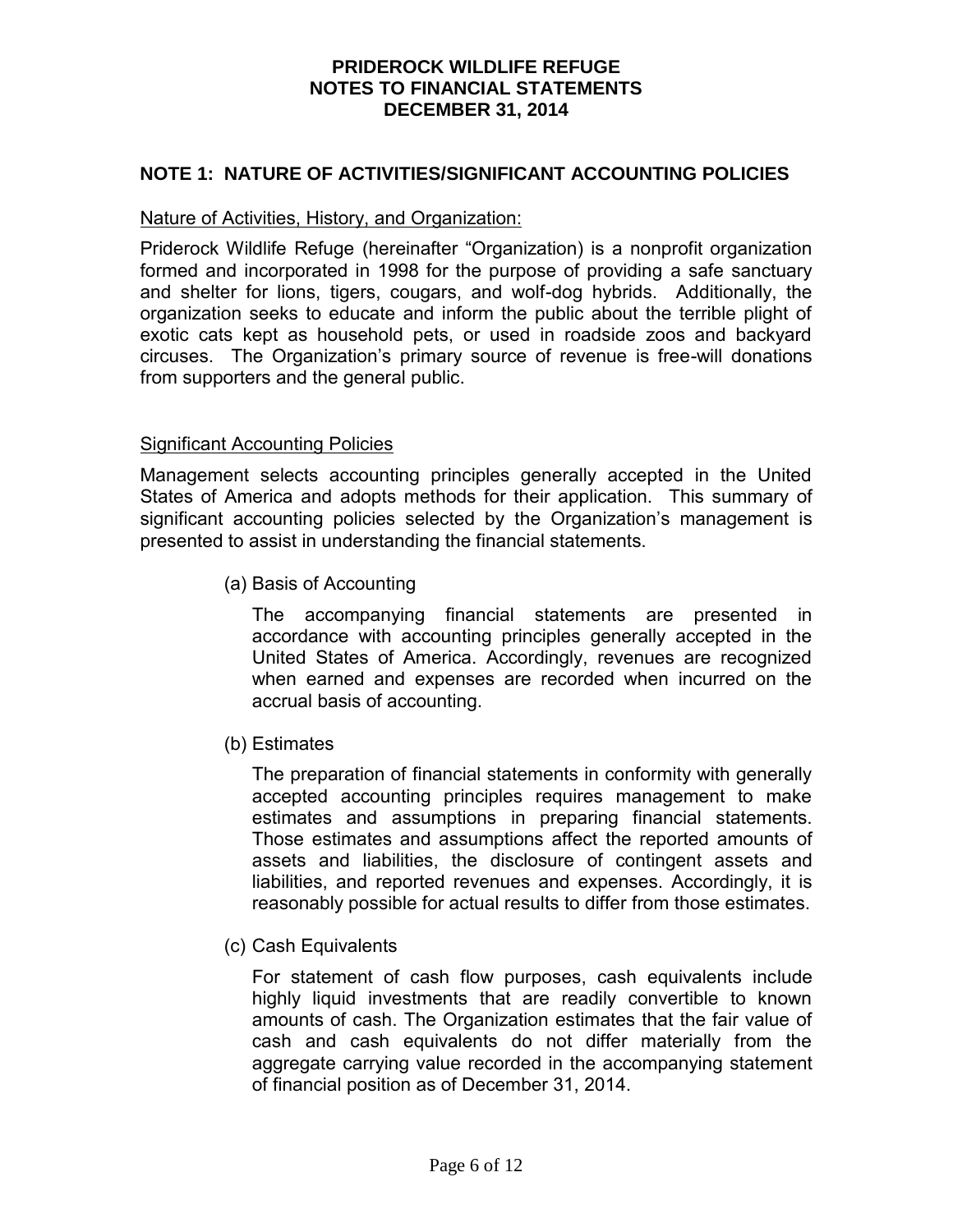# PRIDEROCK WILDLIFE REFUGE
# NOTES TO FINANCIAL STATEMENTS
# DECEMBER 31, 2014

## NOTE 1: NATURE OF ACTIVITIES/SIGNIFICANT ACCOUNTING POLICIES

### Nature of Activities, History, and Organization:

Priderock Wildlife Refuge (hereinafter "Organization) is a nonprofit organization formed and incorporated in 1998 for the purpose of providing a safe sanctuary and shelter for lions, tigers, cougars, and wolf-dog hybrids. Additionally, the organization seeks to educate and inform the public about the terrible plight of exotic cats kept as household pets, or used in roadside zoos and backyard circuses. The Organization's primary source of revenue is free-will donations from supporters and the general public.

### Significant Accounting Policies

Management selects accounting principles generally accepted in the United States of America and adopts methods for their application. This summary of significant accounting policies selected by the Organization's management is presented to assist in understanding the financial statements.

(a) Basis of Accounting

The accompanying financial statements are presented in accordance with accounting principles generally accepted in the United States of America. Accordingly, revenues are recognized when earned and expenses are recorded when incurred on the accrual basis of accounting.

(b) Estimates

The preparation of financial statements in conformity with generally accepted accounting principles requires management to make estimates and assumptions in preparing financial statements. Those estimates and assumptions affect the reported amounts of assets and liabilities, the disclosure of contingent assets and liabilities, and reported revenues and expenses. Accordingly, it is reasonably possible for actual results to differ from those estimates.

(c) Cash Equivalents

For statement of cash flow purposes, cash equivalents include highly liquid investments that are readily convertible to known amounts of cash. The Organization estimates that the fair value of cash and cash equivalents do not differ materially from the aggregate carrying value recorded in the accompanying statement of financial position as of December 31, 2014.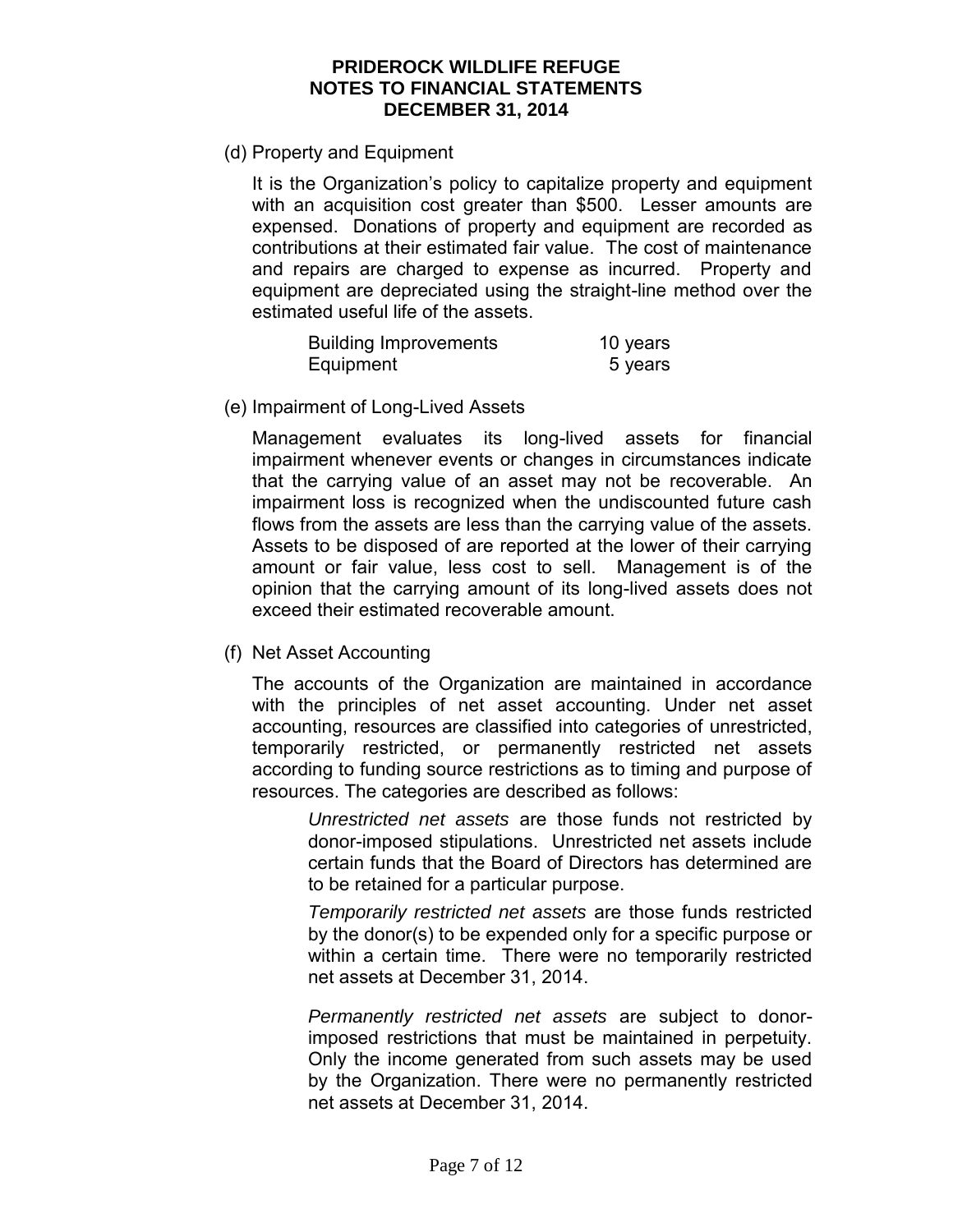# PRIDEROCK WILDLIFE REFUGE
# NOTES TO FINANCIAL STATEMENTS
# DECEMBER 31, 2014

(d) Property and Equipment

It is the Organization's policy to capitalize property and equipment with an acquisition cost greater than $500. Lesser amounts are expensed. Donations of property and equipment are recorded as contributions at their estimated fair value. The cost of maintenance and repairs are charged to expense as incurred. Property and equipment are depreciated using the straight-line method over the estimated useful life of the assets.

| | |
|---|---|
| Building Improvements | 10 years |
| Equipment | 5 years |

(e) Impairment of Long-Lived Assets

Management evaluates its long-lived assets for financial impairment whenever events or changes in circumstances indicate that the carrying value of an asset may not be recoverable. An impairment loss is recognized when the undiscounted future cash flows from the assets are less than the carrying value of the assets. Assets to be disposed of are reported at the lower of their carrying amount or fair value, less cost to sell. Management is of the opinion that the carrying amount of its long-lived assets does not exceed their estimated recoverable amount.

(f) Net Asset Accounting

The accounts of the Organization are maintained in accordance with the principles of net asset accounting. Under net asset accounting, resources are classified into categories of unrestricted, temporarily restricted, or permanently restricted net assets according to funding source restrictions as to timing and purpose of resources. The categories are described as follows:

*Unrestricted net assets* are those funds not restricted by donor-imposed stipulations. Unrestricted net assets include certain funds that the Board of Directors has determined are to be retained for a particular purpose.

*Temporarily restricted net assets* are those funds restricted by the donor(s) to be expended only for a specific purpose or within a certain time. There were no temporarily restricted net assets at December 31, 2014.

*Permanently restricted net assets* are subject to donor-imposed restrictions that must be maintained in perpetuity. Only the income generated from such assets may be used by the Organization. There were no permanently restricted net assets at December 31, 2014.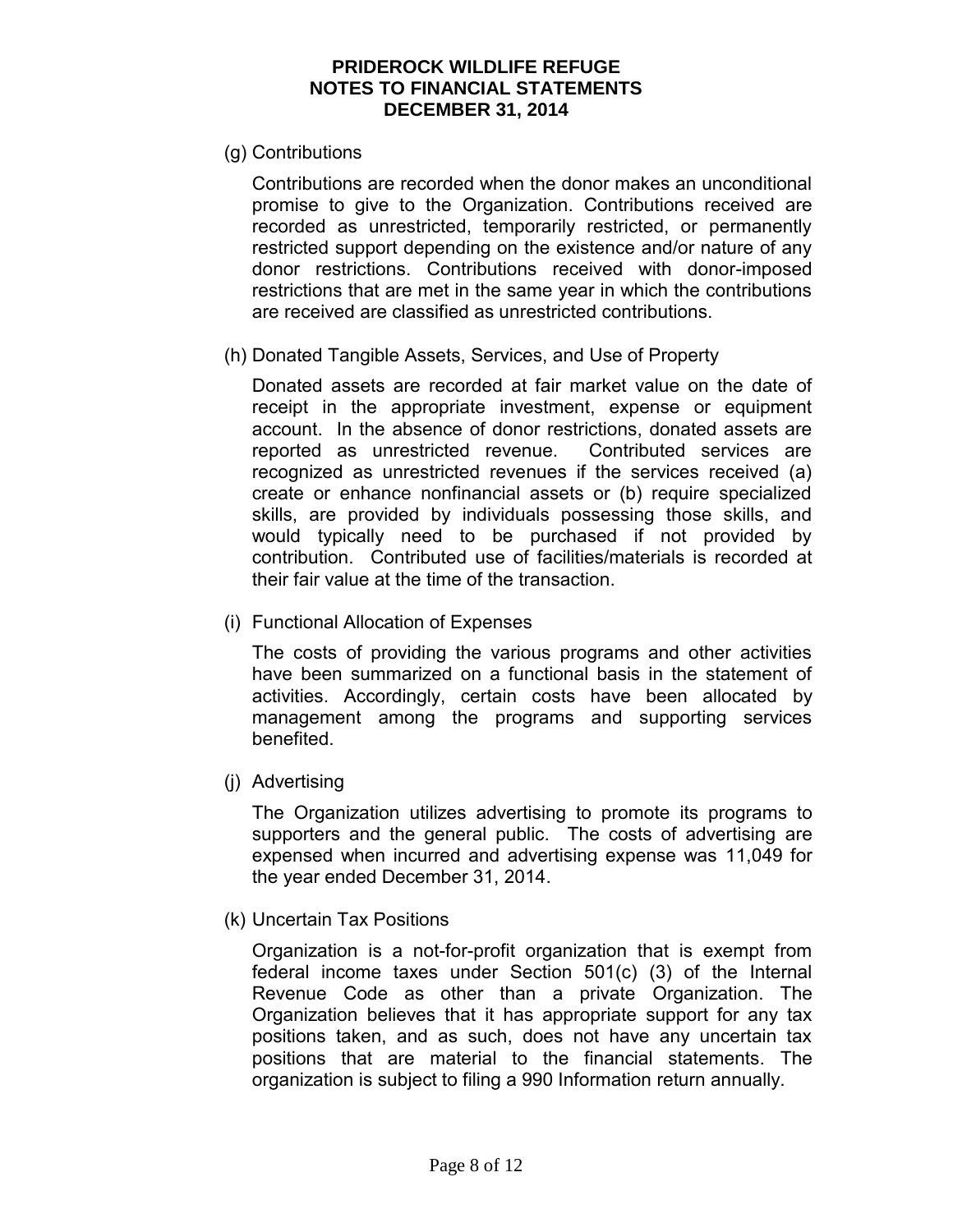# PRIDEROCK WILDLIFE REFUGE
## NOTES TO FINANCIAL STATEMENTS
## DECEMBER 31, 2014

(g) Contributions

Contributions are recorded when the donor makes an unconditional promise to give to the Organization. Contributions received are recorded as unrestricted, temporarily restricted, or permanently restricted support depending on the existence and/or nature of any donor restrictions. Contributions received with donor-imposed restrictions that are met in the same year in which the contributions are received are classified as unrestricted contributions.

(h) Donated Tangible Assets, Services, and Use of Property

Donated assets are recorded at fair market value on the date of receipt in the appropriate investment, expense or equipment account. In the absence of donor restrictions, donated assets are reported as unrestricted revenue. Contributed services are recognized as unrestricted revenues if the services received (a) create or enhance nonfinancial assets or (b) require specialized skills, are provided by individuals possessing those skills, and would typically need to be purchased if not provided by contribution. Contributed use of facilities/materials is recorded at their fair value at the time of the transaction.

(i) Functional Allocation of Expenses

The costs of providing the various programs and other activities have been summarized on a functional basis in the statement of activities. Accordingly, certain costs have been allocated by management among the programs and supporting services benefited.

(j) Advertising

The Organization utilizes advertising to promote its programs to supporters and the general public. The costs of advertising are expensed when incurred and advertising expense was 11,049 for the year ended December 31, 2014.

(k) Uncertain Tax Positions

Organization is a not-for-profit organization that is exempt from federal income taxes under Section 501(c) (3) of the Internal Revenue Code as other than a private Organization. The Organization believes that it has appropriate support for any tax positions taken, and as such, does not have any uncertain tax positions that are material to the financial statements. The organization is subject to filing a 990 Information return annually.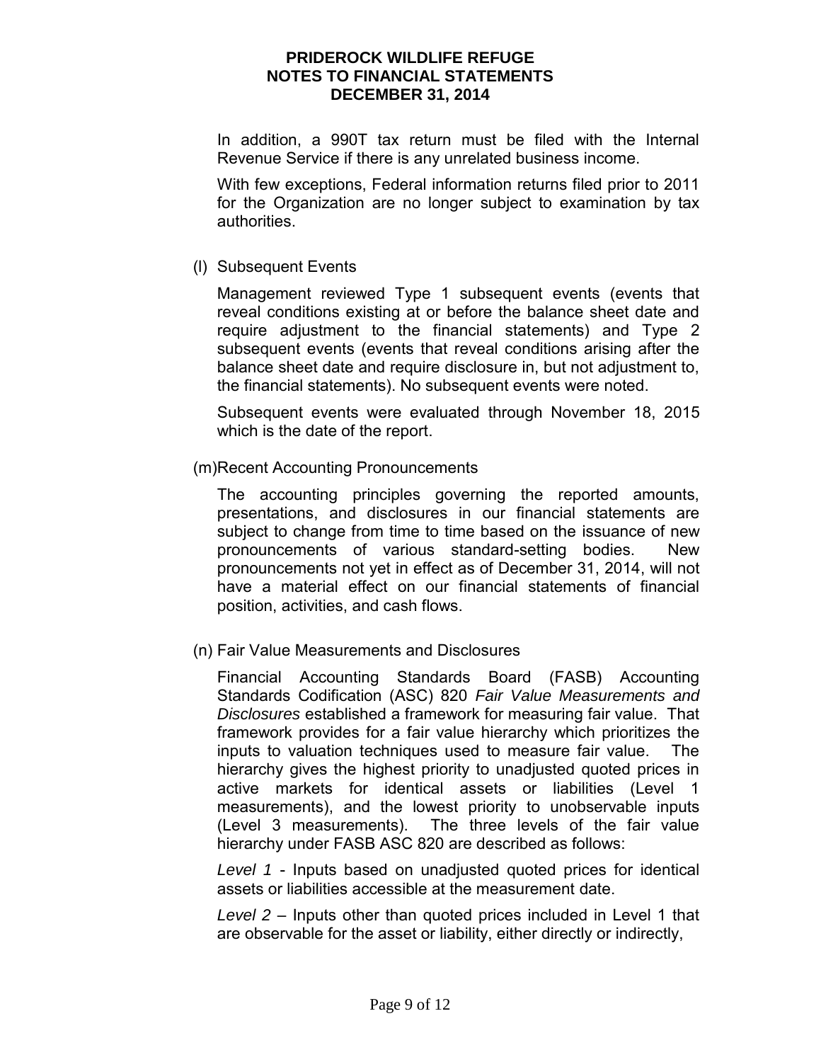In addition, a 990T tax return must be filed with the Internal Revenue Service if there is any unrelated business income.

With few exceptions, Federal information returns filed prior to 2011 for the Organization are no longer subject to examination by tax authorities.

(l) Subsequent Events

Management reviewed Type 1 subsequent events (events that reveal conditions existing at or before the balance sheet date and require adjustment to the financial statements) and Type 2 subsequent events (events that reveal conditions arising after the balance sheet date and require disclosure in, but not adjustment to, the financial statements). No subsequent events were noted.

Subsequent events were evaluated through November 18, 2015 which is the date of the report.

(m) Recent Accounting Pronouncements

The accounting principles governing the reported amounts, presentations, and disclosures in our financial statements are subject to change from time to time based on the issuance of new pronouncements of various standard-setting bodies. New pronouncements not yet in effect as of December 31, 2014, will not have a material effect on our financial statements of financial position, activities, and cash flows.

(n) Fair Value Measurements and Disclosures

Financial Accounting Standards Board (FASB) Accounting Standards Codification (ASC) 820 *Fair Value Measurements and Disclosures* established a framework for measuring fair value. That framework provides for a fair value hierarchy which prioritizes the inputs to valuation techniques used to measure fair value. The hierarchy gives the highest priority to unadjusted quoted prices in active markets for identical assets or liabilities (Level 1 measurements), and the lowest priority to unobservable inputs (Level 3 measurements). The three levels of the fair value hierarchy under FASB ASC 820 are described as follows:

*Level 1* - Inputs based on unadjusted quoted prices for identical assets or liabilities accessible at the measurement date.

*Level 2* – Inputs other than quoted prices included in Level 1 that are observable for the asset or liability, either directly or indirectly,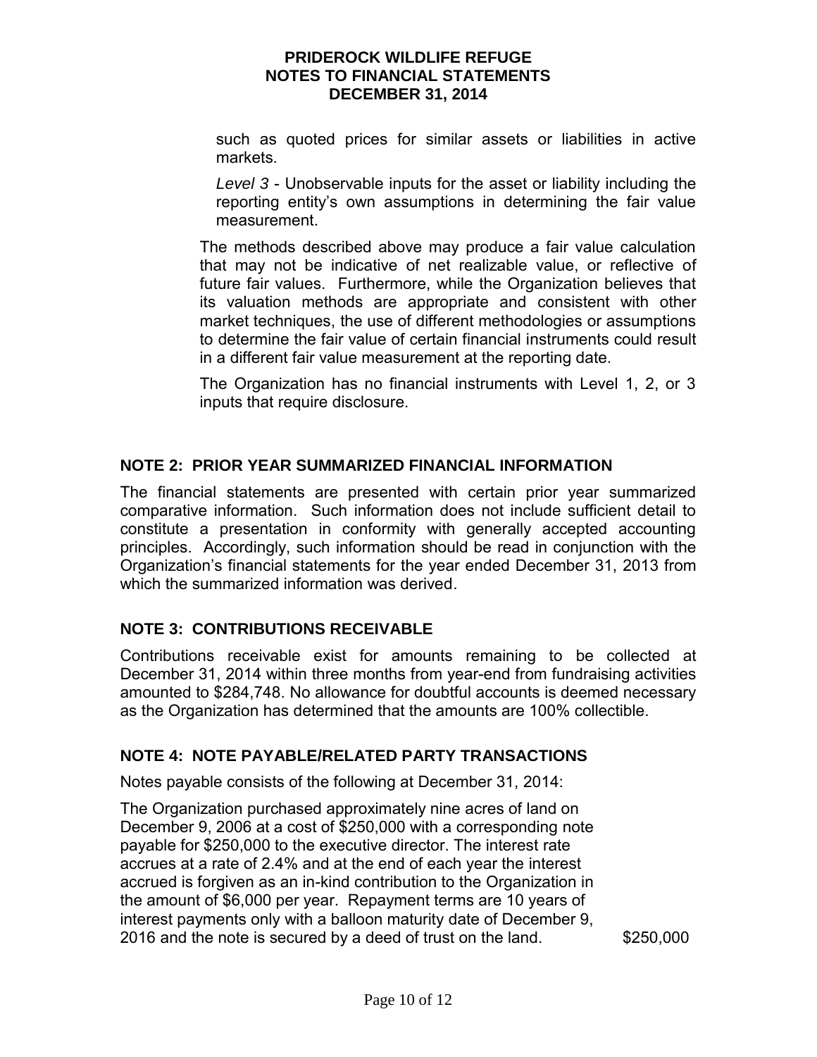such as quoted prices for similar assets or liabilities in active markets.

*Level 3* - Unobservable inputs for the asset or liability including the reporting entity's own assumptions in determining the fair value measurement.

The methods described above may produce a fair value calculation that may not be indicative of net realizable value, or reflective of future fair values. Furthermore, while the Organization believes that its valuation methods are appropriate and consistent with other market techniques, the use of different methodologies or assumptions to determine the fair value of certain financial instruments could result in a different fair value measurement at the reporting date.

The Organization has no financial instruments with Level 1, 2, or 3 inputs that require disclosure.

## NOTE 2: PRIOR YEAR SUMMARIZED FINANCIAL INFORMATION

The financial statements are presented with certain prior year summarized comparative information. Such information does not include sufficient detail to constitute a presentation in conformity with generally accepted accounting principles. Accordingly, such information should be read in conjunction with the Organization's financial statements for the year ended December 31, 2013 from which the summarized information was derived.

## NOTE 3: CONTRIBUTIONS RECEIVABLE

Contributions receivable exist for amounts remaining to be collected at December 31, 2014 within three months from year-end from fundraising activities amounted to $284,748. No allowance for doubtful accounts is deemed necessary as the Organization has determined that the amounts are 100% collectible.

## NOTE 4: NOTE PAYABLE/RELATED PARTY TRANSACTIONS

Notes payable consists of the following at December 31, 2014:

| | |
|---|---|
| The Organization purchased approximately nine acres of land on December 9, 2006 at a cost of $250,000 with a corresponding note payable for $250,000 to the executive director. The interest rate accrues at a rate of 2.4% and at the end of each year the interest accrued is forgiven as an in-kind contribution to the Organization in the amount of $6,000 per year. Repayment terms are 10 years of interest payments only with a balloon maturity date of December 9, 2016 and the note is secured by a deed of trust on the land. | $250,000 |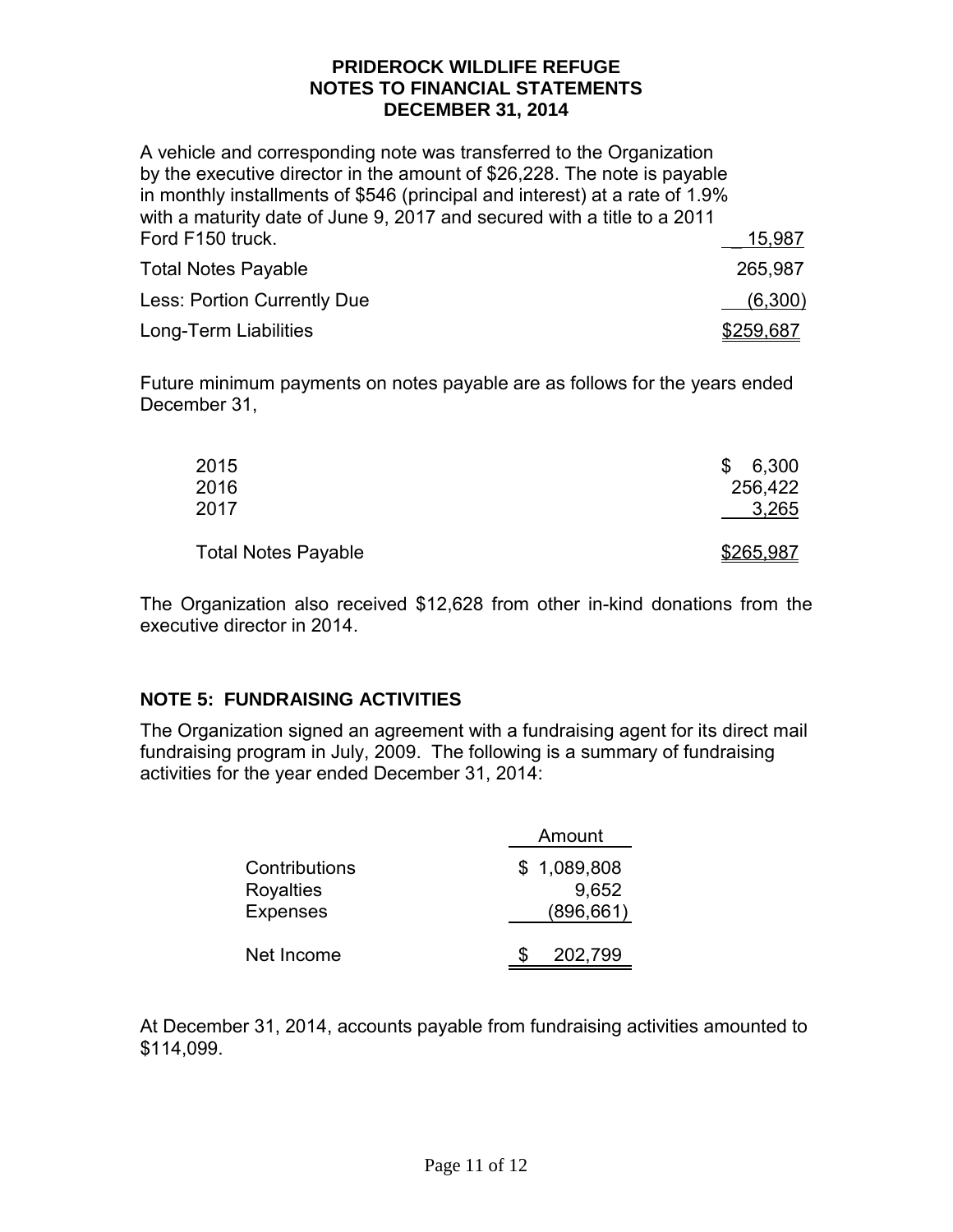# PRIDEROCK WILDLIFE REFUGE
# NOTES TO FINANCIAL STATEMENTS
# DECEMBER 31, 2014

| | |
|---|---|
| A vehicle and corresponding note was transferred to the Organization by the executive director in the amount of $26,228. The note is payable in monthly installments of $546 (principal and interest) at a rate of 1.9% with a maturity date of June 9, 2017 and secured with a title to a 2011 Ford F150 truck. | 15,987 |
| Total Notes Payable | 265,987 |
| Less: Portion Currently Due | (6,300) |
| Long-Term Liabilities | $259,687 |

Future minimum payments on notes payable are as follows for the years ended December 31,

| | |
|---|---|
| 2015 | $ 6,300 |
| 2016 | 256,422 |
| 2017 | 3,265 |
| Total Notes Payable | $265,987 |

The Organization also received $12,628 from other in-kind donations from the executive director in 2014.

## NOTE 5: FUNDRAISING ACTIVITIES

The Organization signed an agreement with a fundraising agent for its direct mail fundraising program in July, 2009. The following is a summary of fundraising activities for the year ended December 31, 2014:

| | Amount |
|---|---|
| Contributions | $ 1,089,808 |
| Royalties | 9,652 |
| Expenses | (896,661) |
| Net Income | $ 202,799 |

At December 31, 2014, accounts payable from fundraising activities amounted to $114,099.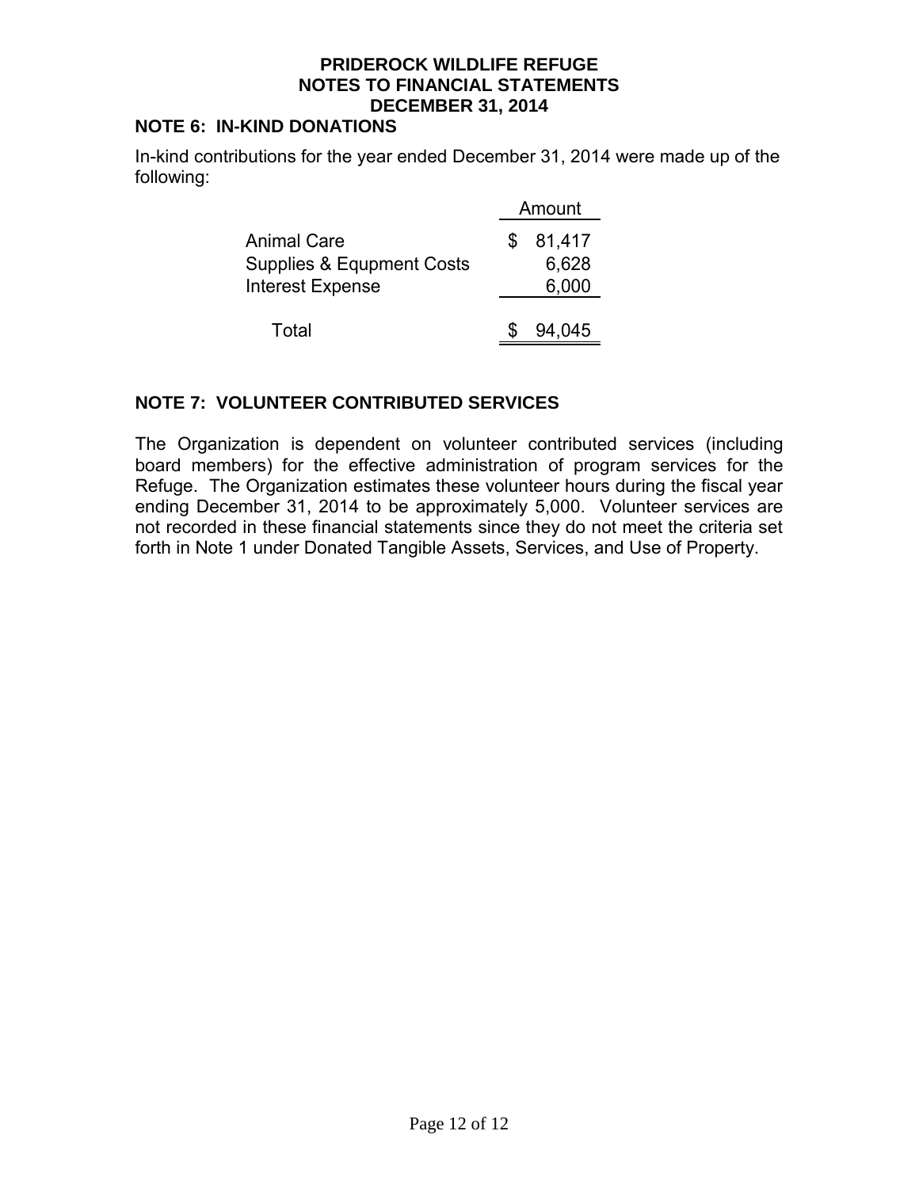# PRIDEROCK WILDLIFE REFUGE
## NOTES TO FINANCIAL STATEMENTS
## DECEMBER 31, 2014

### NOTE 6: IN-KIND DONATIONS

In-kind contributions for the year ended December 31, 2014 were made up of the following:

| | Amount |
|---|---|
| Animal Care | $ 81,417 |
| Supplies & Equpment Costs | 6,628 |
| Interest Expense | 6,000 |
| Total | $ 94,045 |

### NOTE 7: VOLUNTEER CONTRIBUTED SERVICES

The Organization is dependent on volunteer contributed services (including board members) for the effective administration of program services for the Refuge. The Organization estimates these volunteer hours during the fiscal year ending December 31, 2014 to be approximately 5,000. Volunteer services are not recorded in these financial statements since they do not meet the criteria set forth in Note 1 under Donated Tangible Assets, Services, and Use of Property.